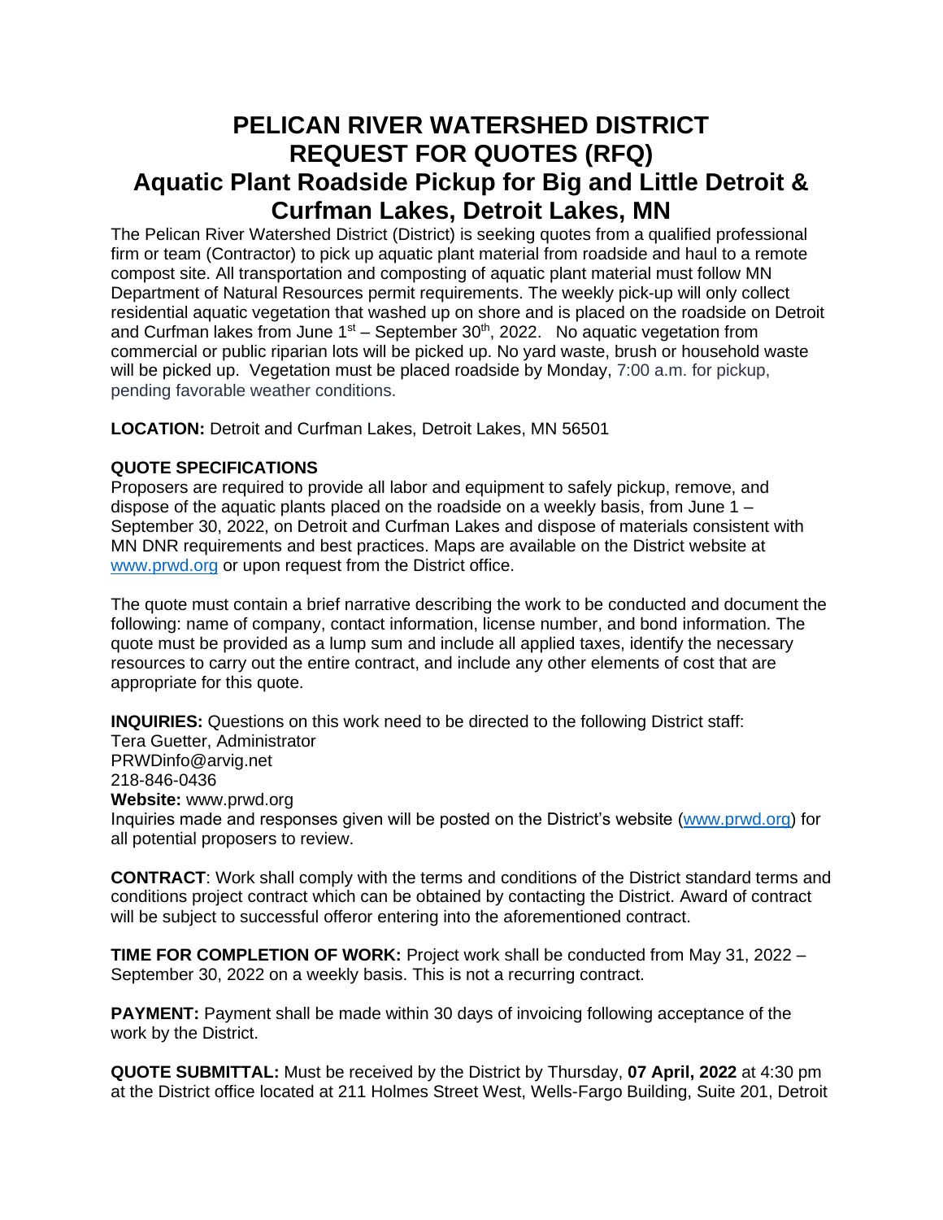# PELICAN RIVER WATERSHED DISTRICT
# REQUEST FOR QUOTES (RFQ)
# Aquatic Plant Roadside Pickup for Big and Little Detroit & Curfman Lakes, Detroit Lakes, MN

The Pelican River Watershed District (District) is seeking quotes from a qualified professional firm or team (Contractor) to pick up aquatic plant material from roadside and haul to a remote compost site. All transportation and composting of aquatic plant material must follow MN Department of Natural Resources permit requirements. The weekly pick-up will only collect residential aquatic vegetation that washed up on shore and is placed on the roadside on Detroit and Curfman lakes from June 1st – September 30th, 2022. No aquatic vegetation from commercial or public riparian lots will be picked up. No yard waste, brush or household waste will be picked up. Vegetation must be placed roadside by Monday, 7:00 a.m. for pickup, pending favorable weather conditions.

**LOCATION:** Detroit and Curfman Lakes, Detroit Lakes, MN 56501

**QUOTE SPECIFICATIONS**

Proposers are required to provide all labor and equipment to safely pickup, remove, and dispose of the aquatic plants placed on the roadside on a weekly basis, from June 1 – September 30, 2022, on Detroit and Curfman Lakes and dispose of materials consistent with MN DNR requirements and best practices. Maps are available on the District website at www.prwd.org or upon request from the District office.

The quote must contain a brief narrative describing the work to be conducted and document the following: name of company, contact information, license number, and bond information. The quote must be provided as a lump sum and include all applied taxes, identify the necessary resources to carry out the entire contract, and include any other elements of cost that are appropriate for this quote.

**INQUIRIES:** Questions on this work need to be directed to the following District staff:
Tera Guetter, Administrator
PRWDinfo@arvig.net
218-846-0436
**Website:** www.prwd.org
Inquiries made and responses given will be posted on the District's website (www.prwd.org) for all potential proposers to review.

**CONTRACT**: Work shall comply with the terms and conditions of the District standard terms and conditions project contract which can be obtained by contacting the District. Award of contract will be subject to successful offeror entering into the aforementioned contract.

**TIME FOR COMPLETION OF WORK:** Project work shall be conducted from May 31, 2022 – September 30, 2022 on a weekly basis. This is not a recurring contract.

**PAYMENT:** Payment shall be made within 30 days of invoicing following acceptance of the work by the District.

**QUOTE SUBMITTAL:** Must be received by the District by Thursday, **07 April, 2022** at 4:30 pm at the District office located at 211 Holmes Street West, Wells-Fargo Building, Suite 201, Detroit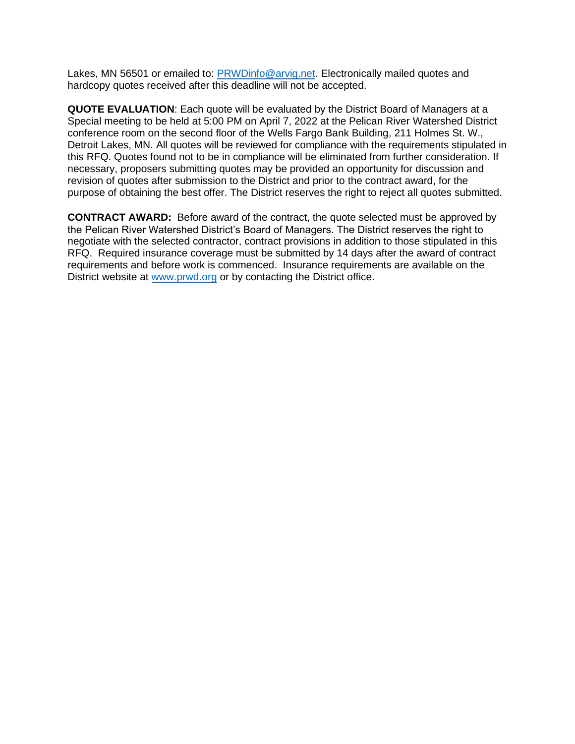Lakes, MN 56501 or emailed to: PRWDinfo@arvig.net. Electronically mailed quotes and hardcopy quotes received after this deadline will not be accepted.

**QUOTE EVALUATION**: Each quote will be evaluated by the District Board of Managers at a Special meeting to be held at 5:00 PM on April 7, 2022 at the Pelican River Watershed District conference room on the second floor of the Wells Fargo Bank Building, 211 Holmes St. W., Detroit Lakes, MN. All quotes will be reviewed for compliance with the requirements stipulated in this RFQ. Quotes found not to be in compliance will be eliminated from further consideration. If necessary, proposers submitting quotes may be provided an opportunity for discussion and revision of quotes after submission to the District and prior to the contract award, for the purpose of obtaining the best offer. The District reserves the right to reject all quotes submitted.

**CONTRACT AWARD:** Before award of the contract, the quote selected must be approved by the Pelican River Watershed District's Board of Managers. The District reserves the right to negotiate with the selected contractor, contract provisions in addition to those stipulated in this RFQ. Required insurance coverage must be submitted by 14 days after the award of contract requirements and before work is commenced. Insurance requirements are available on the District website at www.prwd.org or by contacting the District office.